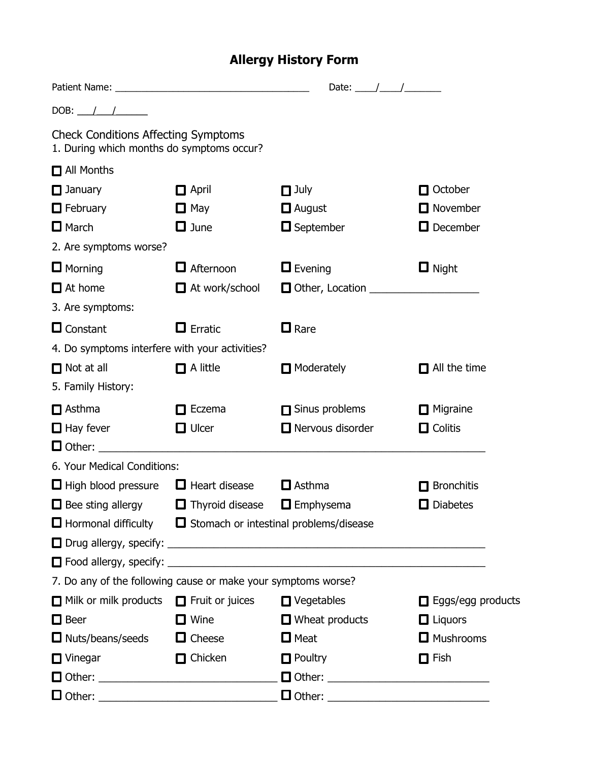# Allergy History Form

Patient Name: ____________________________________ Date: ____/____/_______

DOB: ___/___/______

## Check Conditions Affecting Symptoms

1. During which months do symptoms occur?

- [ ] All Months

| | | | |
|---|---|---|---|
| ☐ January | ☐ April | ☐ July | ☐ October |
| ☐ February | ☐ May | ☐ August | ☐ November |
| ☐ March | ☐ June | ☐ September | ☐ December |

2. Are symptoms worse?

| | | | |
|---|---|---|---|
| ☐ Morning | ☐ Afternoon | ☐ Evening | ☐ Night |
| ☐ At home | ☐ At work/school | ☐ Other, Location ___________________ | |

3. Are symptoms:

| | | |
|---|---|---|
| ☐ Constant | ☐ Erratic | ☐ Rare |

4. Do symptoms interfere with your activities?

| | | | |
|---|---|---|---|
| ☐ Not at all | ☐ A little | ☐ Moderately | ☐ All the time |

5. Family History:

| | | | |
|---|---|---|---|
| ☐ Asthma | ☐ Eczema | ☐ Sinus problems | ☐ Migraine |
| ☐ Hay fever | ☐ Ulcer | ☐ Nervous disorder | ☐ Colitis |

- [ ] Other: ________________________________________________________________

6. Your Medical Conditions:

| | | | |
|---|---|---|---|
| ☐ High blood pressure | ☐ Heart disease | ☐ Asthma | ☐ Bronchitis |
| ☐ Bee sting allergy | ☐ Thyroid disease | ☐ Emphysema | ☐ Diabetes |
| ☐ Hormonal difficulty | ☐ Stomach or intestinal problems/disease | | |

- [ ] Drug allergy, specify: ______________________________________________________
- [ ] Food allergy, specify: ______________________________________________________

7. Do any of the following cause or make your symptoms worse?

| | | | |
|---|---|---|---|
| ☐ Milk or milk products | ☐ Fruit or juices | ☐ Vegetables | ☐ Eggs/egg products |
| ☐ Beer | ☐ Wine | ☐ Wheat products | ☐ Liquors |
| ☐ Nuts/beans/seeds | ☐ Cheese | ☐ Meat | ☐ Mushrooms |
| ☐ Vinegar | ☐ Chicken | ☐ Poultry | ☐ Fish |

- [ ] Other: ______________________________ ☐ Other: ___________________________
- [ ] Other: ______________________________ ☐ Other: ___________________________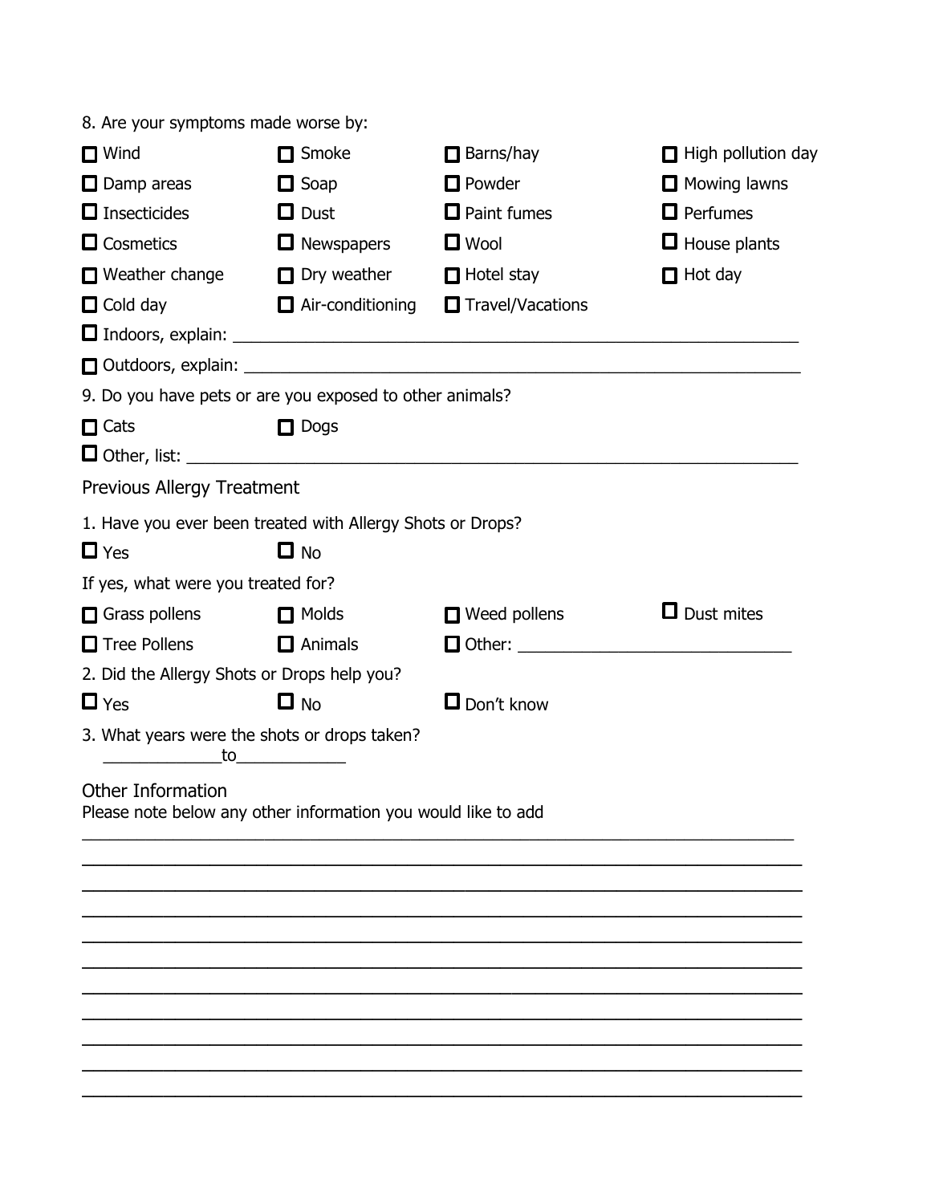8. Are your symptoms made worse by:

- ☐ Wind
- ☐ Smoke
- ☐ Barns/hay
- ☐ High pollution day
- ☐ Damp areas
- ☐ Soap
- ☐ Powder
- ☐ Mowing lawns
- ☐ Insecticides
- ☐ Dust
- ☐ Paint fumes
- ☐ Perfumes
- ☐ Cosmetics
- ☐ Newspapers
- ☐ Wool
- ☐ House plants
- ☐ Weather change
- ☐ Dry weather
- ☐ Hotel stay
- ☐ Hot day
- ☐ Cold day
- ☐ Air-conditioning
- ☐ Travel/Vacations
- ☐ Indoors, explain: ______________________________
- ☐ Outdoors, explain: ______________________________

9. Do you have pets or are you exposed to other animals?

- ☐ Cats
- ☐ Dogs
- ☐ Other, list: ______________________________

## Previous Allergy Treatment

1. Have you ever been treated with Allergy Shots or Drops?

- ☐ Yes
- ☐ No

If yes, what were you treated for?

- ☐ Grass pollens
- ☐ Molds
- ☐ Weed pollens
- ☐ Dust mites
- ☐ Tree Pollens
- ☐ Animals
- ☐ Other: ______________________________

2. Did the Allergy Shots or Drops help you?

- ☐ Yes
- ☐ No
- ☐ Don't know

3. What years were the shots or drops taken?

_____________to____________

## Other Information

Please note below any other information you would like to add

______________________________________________________________________________

______________________________________________________________________________

______________________________________________________________________________

______________________________________________________________________________

______________________________________________________________________________

______________________________________________________________________________

______________________________________________________________________________

______________________________________________________________________________

______________________________________________________________________________

______________________________________________________________________________

______________________________________________________________________________